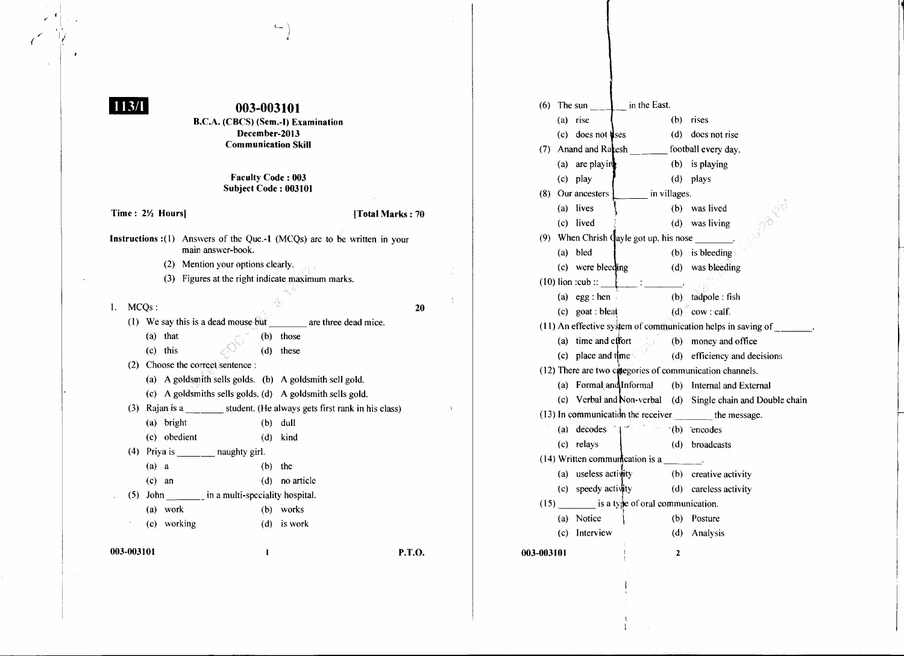**113/1**

# 003-003101

**B.C.A. (CBCS) (Sem.-I) Examination**
**December-2013**
**Communication Skill**

**Faculty Code : 003**
**Subject Code : 003101**

**Time : 2½ Hours]** **[Total Marks : 70**

**Instructions :** (1) Answers of the Que.-1 (MCQs) are to be written in your main answer-book.
(2) Mention your options clearly.
(3) Figures at the right indicate maximum marks.

1. MCQs : **20**

(1) We say this is a dead mouse but _______ are three dead mice.
(a) that (b) those
(c) this (d) these

(2) Choose the correct sentence :
(a) A goldsmith sells golds. (b) A goldsmith sell gold.
(c) A goldsmiths sells golds. (d) A goldsmith sells gold.

(3) Rajan is a _______ student. (He always gets first rank in his class)
(a) bright (b) dull
(c) obedient (d) kind

(4) Priya is _______ naughty girl.
(a) a (b) the
(c) an (d) no article

(5) John _______ in a multi-speciality hospital.
(a) work (b) works
(c) working (d) is work

(6) The sun _______ in the East.
(a) rise (b) rises
(c) does not rises (d) does not rise

(7) Anand and Rakesh _______ football every day.
(a) are playing (b) is playing
(c) play (d) plays

(8) Our ancesters _______ in villages.
(a) lives (b) was lived
(c) lived (d) was living

(9) When Chrish Gayle got up, his nose _______.
(a) bled (b) is bleeding
(c) were bleeding (d) was bleeding

(10) lion :cub :: _______ : _______.
(a) egg : hen (b) tadpole : fish
(c) goat : bleat (d) cow : calf.

(11) An effective system of communication helps in saving of _______.
(a) time and effort (b) money and office
(c) place and time (d) efficiency and decisions

(12) There are two categories of communication channels.
(a) Formal and Informal (b) Internal and External
(c) Verbal and Non-verbal (d) Single chain and Double chain

(13) In communication the receiver _______ the message.
(a) decodes (b) encodes
(c) relays (d) broadcasts

(14) Written communication is a _______.
(a) useless activity (b) creative activity
(c) speedy activity (d) careless activity

(15) _______ is a type of oral communication.
(a) Notice (b) Posture
(c) Interview (d) Analysis

P.T.O.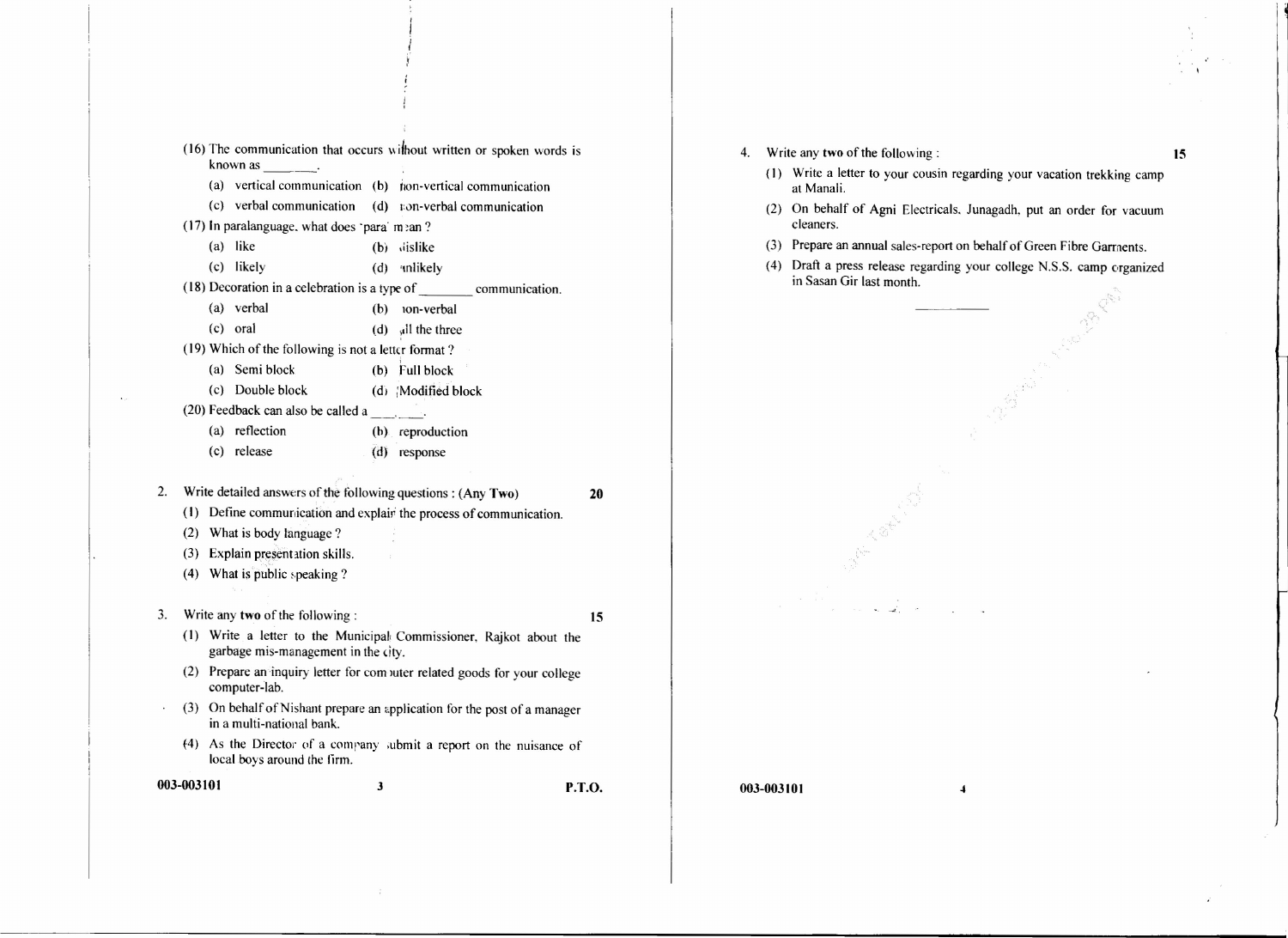(16) The communication that occurs without written or spoken words is known as _______.

(a) vertical communication (b) non-vertical communication

(c) verbal communication (d) non-verbal communication

(17) In paralanguage, what does 'para' mean ?

(a) like (b) dislike

(c) likely (d) unlikely

(18) Decoration in a celebration is a type of _______ communication.

(a) verbal (b) non-verbal

(c) oral (d) all the three

(19) Which of the following is not a letter format ?

(a) Semi block (b) Full block

(c) Double block (d) Modified block

(20) Feedback can also be called a _______.

(a) reflection (b) reproduction

(c) release (d) response

2. Write detailed answers of the following questions : (Any **Two**) **20**

(1) Define communication and explain the process of communication.

(2) What is body language ?

(3) Explain presentation skills.

(4) What is public speaking ?

3. Write any **two** of the following : **15**

(1) Write a letter to the Municipal Commissioner, Rajkot about the garbage mis-management in the city.

(2) Prepare an inquiry letter for computer related goods for your college computer-lab.

(3) On behalf of Nishant prepare an application for the post of a manager in a multi-national bank.

(4) As the Director of a company submit a report on the nuisance of local boys around the firm.

**003-003101** **P.T.O.**

4. Write any **two** of the following : **15**

(1) Write a letter to your cousin regarding your vacation trekking camp at Manali.

(2) On behalf of Agni Electricals, Junagadh, put an order for vacuum cleaners.

(3) Prepare an annual sales-report on behalf of Green Fibre Garments.

(4) Draft a press release regarding your college N.S.S. camp organized in Sasan Gir last month.

**003-003101**